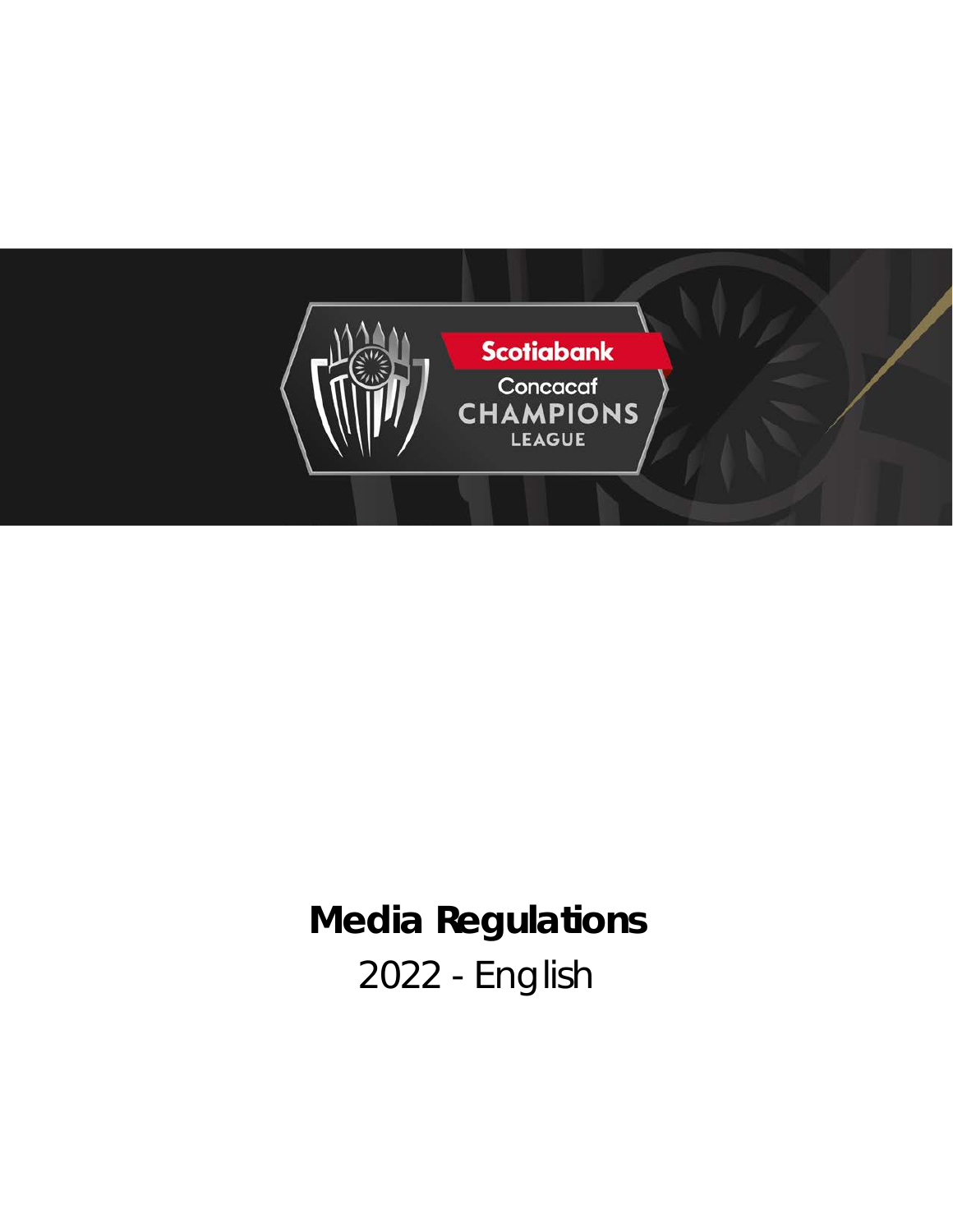# Media Regulations

2022 - English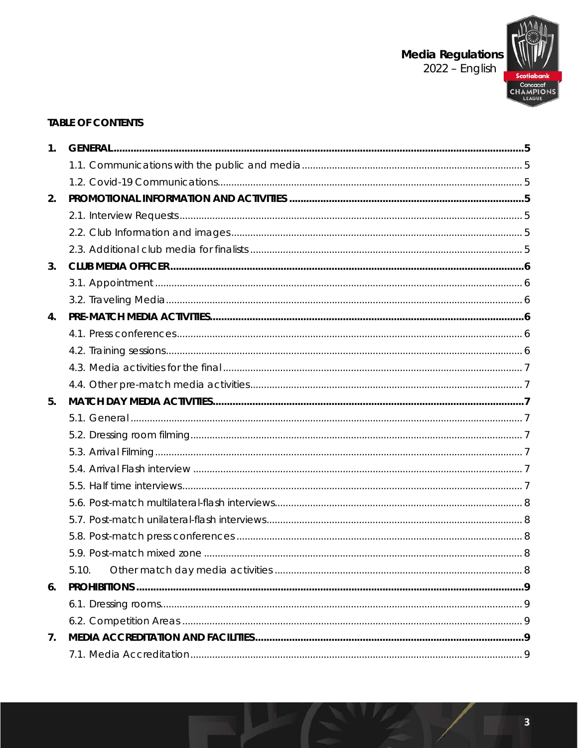## TABLE OF CONTENTS

| | | |
|---|---|---|
| **1.** | **GENERAL** | **5** |
| | 1.1. Communications with the public and media | 5 |
| | 1.2. Covid-19 Communications | 5 |
| **2.** | **PROMOTIONAL INFORMATION AND ACTIVITIES** | **5** |
| | 2.1. Interview Requests | 5 |
| | 2.2. Club Information and images | 5 |
| | 2.3. Additional club media for finalists | 5 |
| **3.** | **CLUB MEDIA OFFICER** | **6** |
| | 3.1. Appointment | 6 |
| | 3.2. Traveling Media | 6 |
| **4.** | **PRE-MATCH MEDIA ACTIVITIES** | **6** |
| | 4.1. Press conferences | 6 |
| | 4.2. Training sessions | 6 |
| | 4.3. Media activities for the final | 7 |
| | 4.4. Other pre-match media activities | 7 |
| **5.** | **MATCH DAY MEDIA ACTIVITIES** | **7** |
| | 5.1. General | 7 |
| | 5.2. Dressing room filming | 7 |
| | 5.3. Arrival Filming | 7 |
| | 5.4. Arrival Flash interview | 7 |
| | 5.5. Half time interviews | 7 |
| | 5.6. Post-match multilateral-flash interviews | 8 |
| | 5.7. Post-match unilateral-flash interviews | 8 |
| | 5.8. Post-match press conferences | 8 |
| | 5.9. Post-match mixed zone | 8 |
| | 5.10. Other match day media activities | 8 |
| **6.** | **PROHIBITIONS** | **9** |
| | 6.1. Dressing rooms | 9 |
| | 6.2. Competition Areas | 9 |
| **7.** | **MEDIA ACCREDITATION AND FACILITIES** | **9** |
| | 7.1. Media Accreditation | 9 |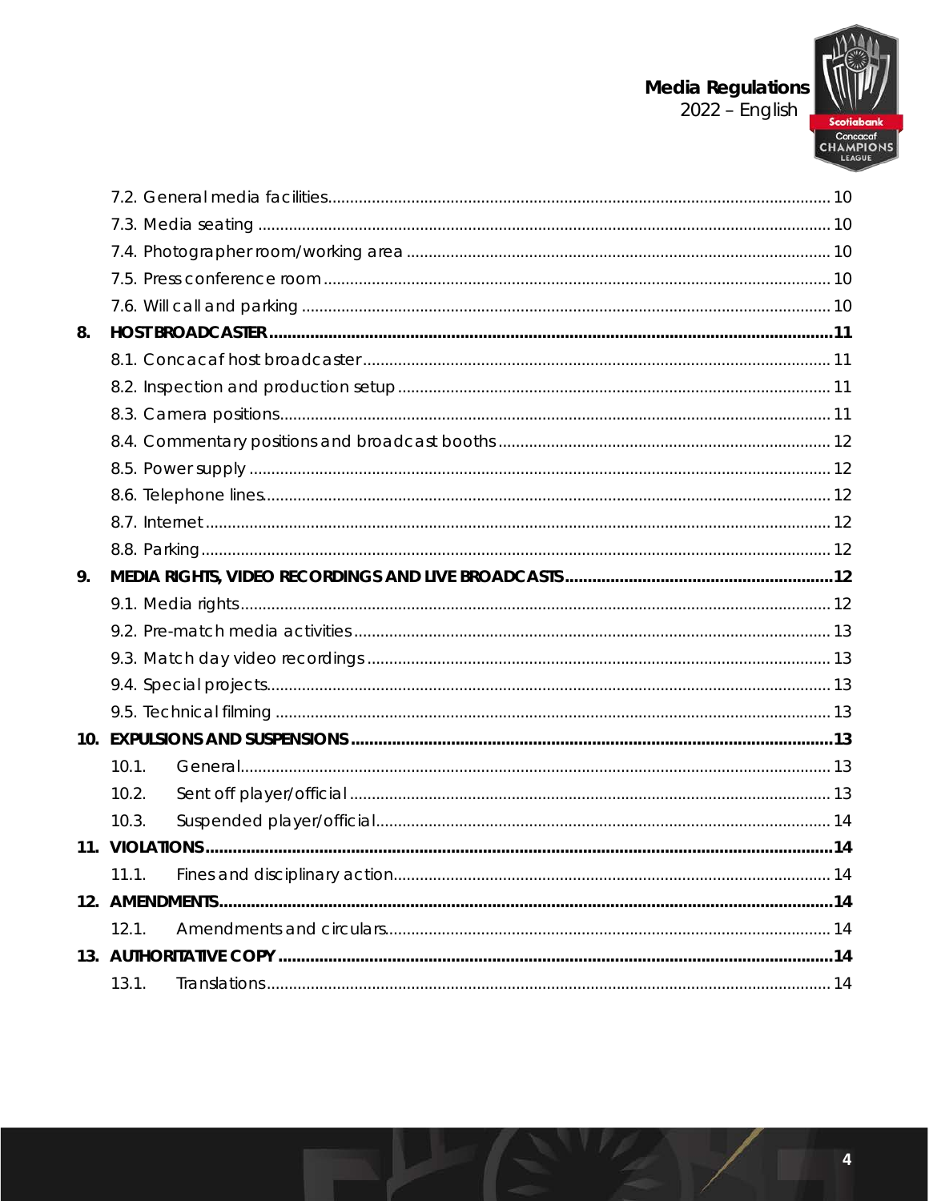- 7.2. General media facilities .......... 10
- 7.3. Media seating .......... 10
- 7.4. Photographer room/working area .......... 10
- 7.5. Press conference room .......... 10
- 7.6. Will call and parking .......... 10

**8. HOST BROADCASTER .......... 11**

- 8.1. Concacaf host broadcaster .......... 11
- 8.2. Inspection and production setup .......... 11
- 8.3. Camera positions .......... 11
- 8.4. Commentary positions and broadcast booths .......... 12
- 8.5. Power supply .......... 12
- 8.6. Telephone lines .......... 12
- 8.7. Internet .......... 12
- 8.8. Parking .......... 12

**9. MEDIA RIGHTS, VIDEO RECORDINGS AND LIVE BROADCASTS .......... 12**

- 9.1. Media rights .......... 12
- 9.2. Pre-match media activities .......... 13
- 9.3. Match day video recordings .......... 13
- 9.4. Special projects .......... 13
- 9.5. Technical filming .......... 13

**10. EXPULSIONS AND SUSPENSIONS .......... 13**

- 10.1. General .......... 13
- 10.2. Sent off player/official .......... 13
- 10.3. Suspended player/official .......... 14

**11. VIOLATIONS .......... 14**

- 11.1. Fines and disciplinary action .......... 14

**12. AMENDMENTS .......... 14**

- 12.1. Amendments and circulars .......... 14

**13. AUTHORITATIVE COPY .......... 14**

- 13.1. Translations .......... 14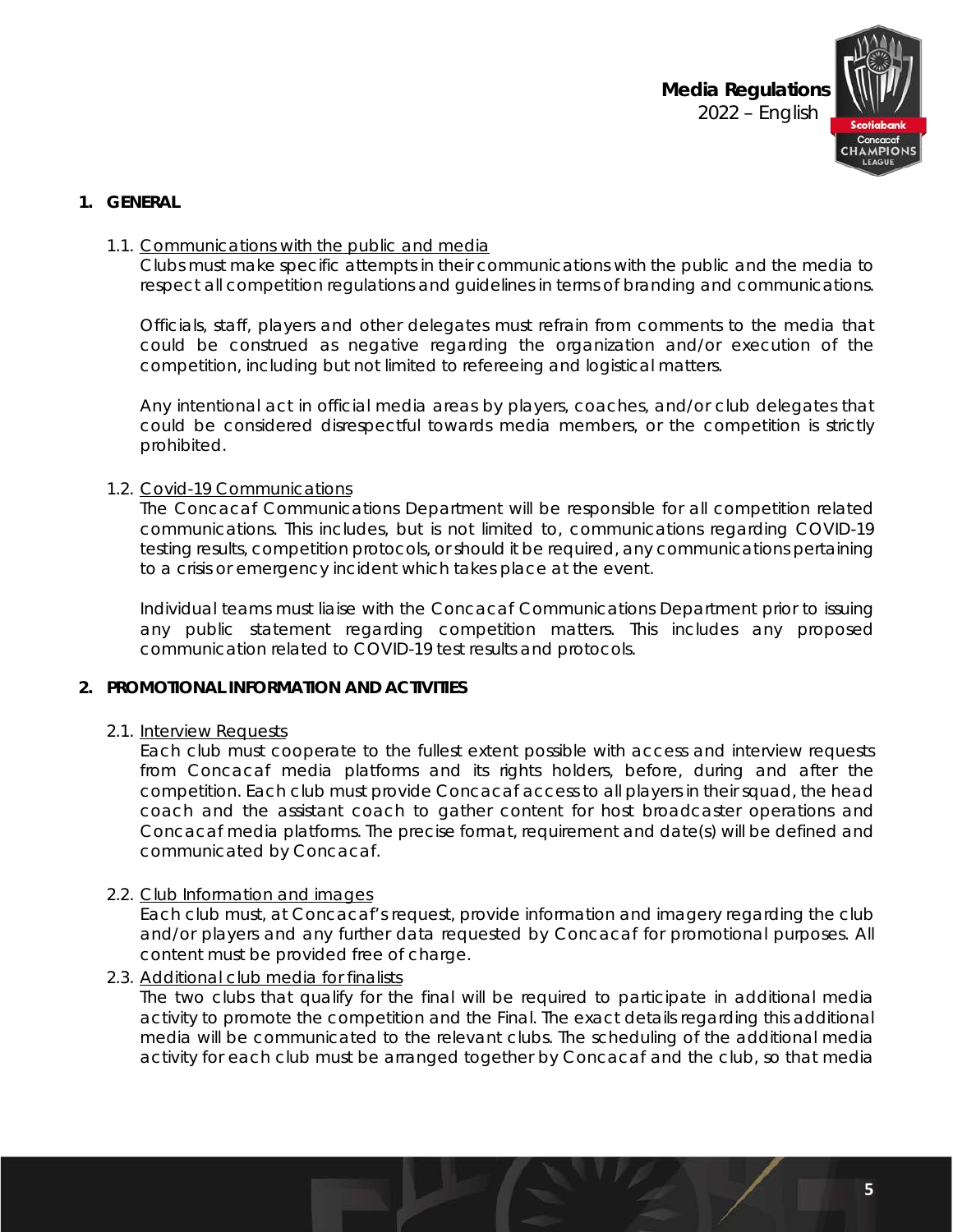## 1. GENERAL

### 1.1. Communications with the public and media

Clubs must make specific attempts in their communications with the public and the media to respect all competition regulations and guidelines in terms of branding and communications.

Officials, staff, players and other delegates must refrain from comments to the media that could be construed as negative regarding the organization and/or execution of the competition, including but not limited to refereeing and logistical matters.

Any intentional act in official media areas by players, coaches, and/or club delegates that could be considered disrespectful towards media members, or the competition is strictly prohibited.

### 1.2. Covid-19 Communications

The Concacaf Communications Department will be responsible for all competition related communications. This includes, but is not limited to, communications regarding COVID-19 testing results, competition protocols, or should it be required, any communications pertaining to a crisis or emergency incident which takes place at the event.

Individual teams must liaise with the Concacaf Communications Department prior to issuing any public statement regarding competition matters. This includes any proposed communication related to COVID-19 test results and protocols.

## 2. PROMOTIONAL INFORMATION AND ACTIVITIES

### 2.1. Interview Requests

Each club must cooperate to the fullest extent possible with access and interview requests from Concacaf media platforms and its rights holders, before, during and after the competition. Each club must provide Concacaf access to all players in their squad, the head coach and the assistant coach to gather content for host broadcaster operations and Concacaf media platforms. The precise format, requirement and date(s) will be defined and communicated by Concacaf.

### 2.2. Club Information and images

Each club must, at Concacaf's request, provide information and imagery regarding the club and/or players and any further data requested by Concacaf for promotional purposes. All content must be provided free of charge.

### 2.3. Additional club media for finalists

The two clubs that qualify for the final will be required to participate in additional media activity to promote the competition and the Final. The exact details regarding this additional media will be communicated to the relevant clubs. The scheduling of the additional media activity for each club must be arranged together by Concacaf and the club, so that media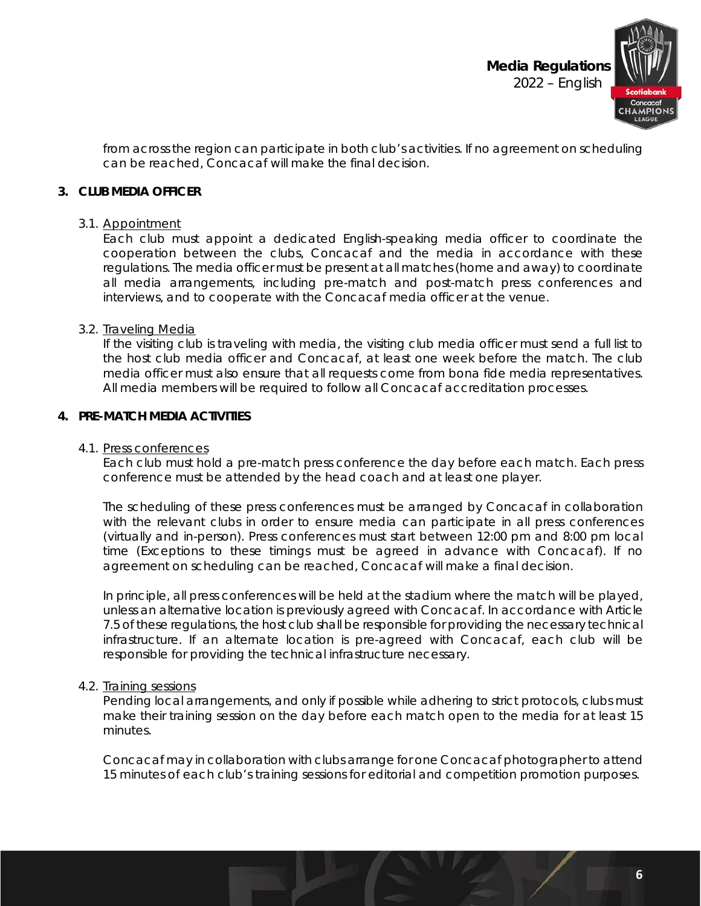from across the region can participate in both club's activities. If no agreement on scheduling can be reached, Concacaf will make the final decision.

## 3. CLUB MEDIA OFFICER

### 3.1. Appointment

Each club must appoint a dedicated English-speaking media officer to coordinate the cooperation between the clubs, Concacaf and the media in accordance with these regulations. The media officer must be present at all matches (home and away) to coordinate all media arrangements, including pre-match and post-match press conferences and interviews, and to cooperate with the Concacaf media officer at the venue.

### 3.2. Traveling Media

If the visiting club is traveling with media, the visiting club media officer must send a full list to the host club media officer and Concacaf, at least one week before the match. The club media officer must also ensure that all requests come from bona fide media representatives. All media members will be required to follow all Concacaf accreditation processes.

## 4. PRE-MATCH MEDIA ACTIVITIES

### 4.1. Press conferences

Each club must hold a pre-match press conference the day before each match. Each press conference must be attended by the head coach and at least one player.

The scheduling of these press conferences must be arranged by Concacaf in collaboration with the relevant clubs in order to ensure media can participate in all press conferences (virtually and in-person). Press conferences must start between 12:00 pm and 8:00 pm local time (Exceptions to these timings must be agreed in advance with Concacaf). If no agreement on scheduling can be reached, Concacaf will make a final decision.

In principle, all press conferences will be held at the stadium where the match will be played, unless an alternative location is previously agreed with Concacaf. In accordance with Article 7.5 of these regulations, the host club shall be responsible for providing the necessary technical infrastructure. If an alternate location is pre-agreed with Concacaf, each club will be responsible for providing the technical infrastructure necessary.

### 4.2. Training sessions

Pending local arrangements, and only if possible while adhering to strict protocols, clubs must make their training session on the day before each match open to the media for at least 15 minutes.

Concacaf may in collaboration with clubs arrange for one Concacaf photographer to attend 15 minutes of each club's training sessions for editorial and competition promotion purposes.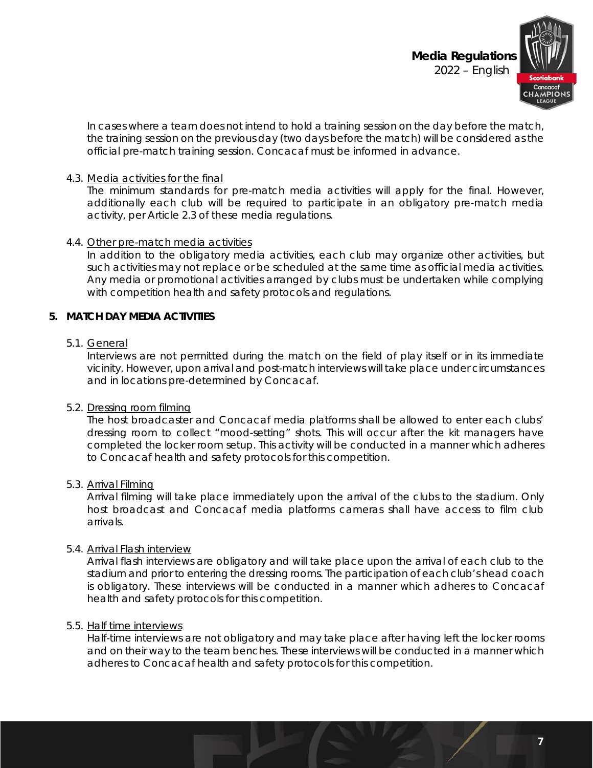In cases where a team does not intend to hold a training session on the day before the match, the training session on the previous day (two days before the match) will be considered as the official pre-match training session. Concacaf must be informed in advance.

4.3. <u>Media activities for the final</u>

The minimum standards for pre-match media activities will apply for the final. However, additionally each club will be required to participate in an obligatory pre-match media activity, per Article 2.3 of these media regulations.

4.4. <u>Other pre-match media activities</u>

In addition to the obligatory media activities, each club may organize other activities, but such activities may not replace or be scheduled at the same time as official media activities. Any media or promotional activities arranged by clubs must be undertaken while complying with competition health and safety protocols and regulations.

## 5. MATCH DAY MEDIA ACTIVITIES

5.1. <u>General</u>

Interviews are not permitted during the match on the field of play itself or in its immediate vicinity. However, upon arrival and post-match interviews will take place under circumstances and in locations pre-determined by Concacaf.

5.2. <u>Dressing room filming</u>

The host broadcaster and Concacaf media platforms shall be allowed to enter each clubs' dressing room to collect "mood-setting" shots. This will occur after the kit managers have completed the locker room setup. This activity will be conducted in a manner which adheres to Concacaf health and safety protocols for this competition.

5.3. <u>Arrival Filming</u>

Arrival filming will take place immediately upon the arrival of the clubs to the stadium. Only host broadcast and Concacaf media platforms cameras shall have access to film club arrivals.

5.4. <u>Arrival Flash interview</u>

Arrival flash interviews are obligatory and will take place upon the arrival of each club to the stadium and prior to entering the dressing rooms. The participation of each club's head coach is obligatory. These interviews will be conducted in a manner which adheres to Concacaf health and safety protocols for this competition.

5.5. <u>Half time interviews</u>

Half-time interviews are not obligatory and may take place after having left the locker rooms and on their way to the team benches. These interviews will be conducted in a manner which adheres to Concacaf health and safety protocols for this competition.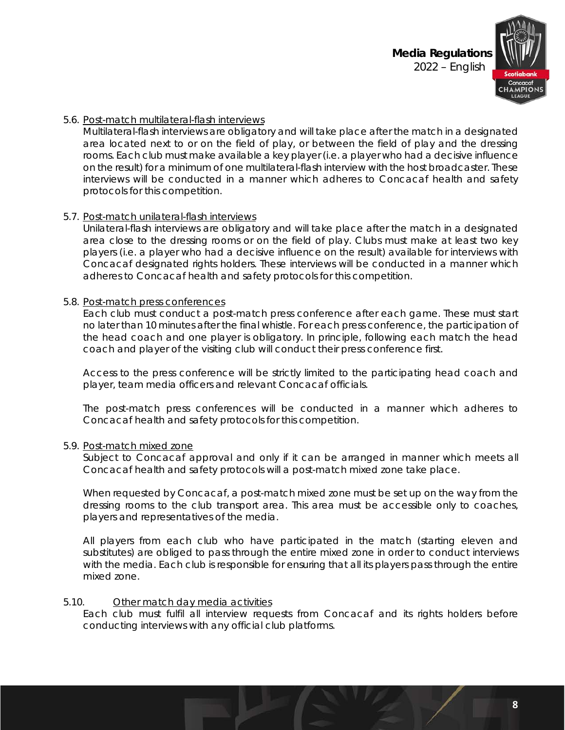5.6. <u>Post-match multilateral-flash interviews</u>

Multilateral-flash interviews are obligatory and will take place after the match in a designated area located next to or on the field of play, or between the field of play and the dressing rooms. Each club must make available a key player (i.e. a player who had a decisive influence on the result) for a minimum of one multilateral-flash interview with the host broadcaster. These interviews will be conducted in a manner which adheres to Concacaf health and safety protocols for this competition.

5.7. <u>Post-match unilateral-flash interviews</u>

Unilateral-flash interviews are obligatory and will take place after the match in a designated area close to the dressing rooms or on the field of play. Clubs must make at least two key players (i.e. a player who had a decisive influence on the result) available for interviews with Concacaf designated rights holders. These interviews will be conducted in a manner which adheres to Concacaf health and safety protocols for this competition.

5.8. <u>Post-match press conferences</u>

Each club must conduct a post-match press conference after each game. These must start no later than 10 minutes after the final whistle. For each press conference, the participation of the head coach and one player is obligatory. In principle, following each match the head coach and player of the visiting club will conduct their press conference first.

Access to the press conference will be strictly limited to the participating head coach and player, team media officers and relevant Concacaf officials.

The post-match press conferences will be conducted in a manner which adheres to Concacaf health and safety protocols for this competition.

5.9. <u>Post-match mixed zone</u>

Subject to Concacaf approval and only if it can be arranged in manner which meets all Concacaf health and safety protocols will a post-match mixed zone take place.

When requested by Concacaf, a post-match mixed zone must be set up on the way from the dressing rooms to the club transport area. This area must be accessible only to coaches, players and representatives of the media.

All players from each club who have participated in the match (starting eleven and substitutes) are obliged to pass through the entire mixed zone in order to conduct interviews with the media. Each club is responsible for ensuring that all its players pass through the entire mixed zone.

5.10. <u>Other match day media activities</u>

Each club must fulfil all interview requests from Concacaf and its rights holders before conducting interviews with any official club platforms.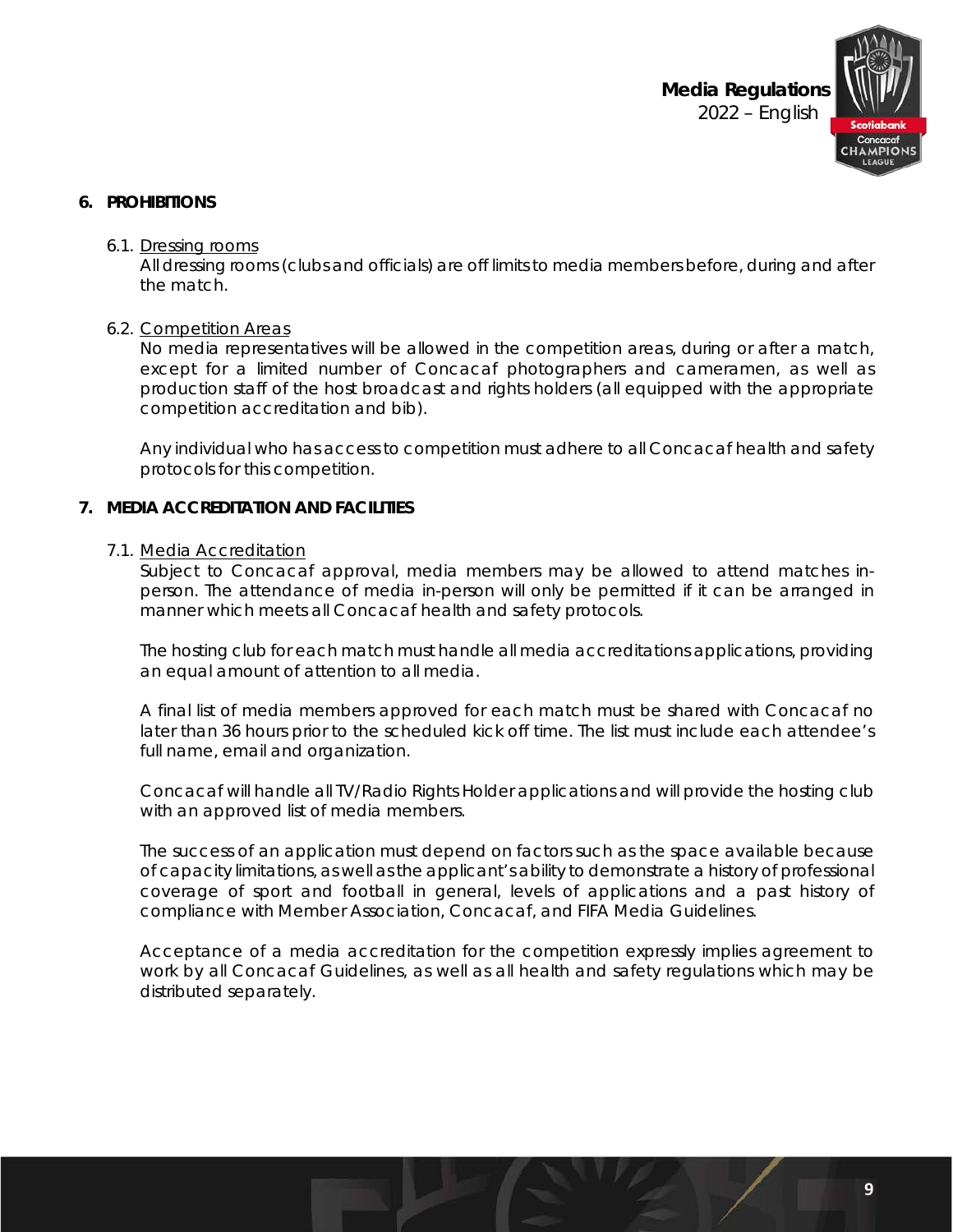## 6. PROHIBITIONS

### 6.1. Dressing rooms

All dressing rooms (clubs and officials) are off limits to media members before, during and after the match.

### 6.2. Competition Areas

No media representatives will be allowed in the competition areas, during or after a match, except for a limited number of Concacaf photographers and cameramen, as well as production staff of the host broadcast and rights holders (all equipped with the appropriate competition accreditation and bib).

Any individual who has access to competition must adhere to all Concacaf health and safety protocols for this competition.

## 7. MEDIA ACCREDITATION AND FACILITIES

### 7.1. Media Accreditation

Subject to Concacaf approval, media members may be allowed to attend matches in-person. The attendance of media in-person will only be permitted if it can be arranged in manner which meets all Concacaf health and safety protocols.

The hosting club for each match must handle all media accreditations applications, providing an equal amount of attention to all media.

A final list of media members approved for each match must be shared with Concacaf no later than 36 hours prior to the scheduled kick off time. The list must include each attendee's full name, email and organization.

Concacaf will handle all TV/Radio Rights Holder applications and will provide the hosting club with an approved list of media members.

The success of an application must depend on factors such as the space available because of capacity limitations, as well as the applicant's ability to demonstrate a history of professional coverage of sport and football in general, levels of applications and a past history of compliance with Member Association, Concacaf, and FIFA Media Guidelines.

Acceptance of a media accreditation for the competition expressly implies agreement to work by all Concacaf Guidelines, as well as all health and safety regulations which may be distributed separately.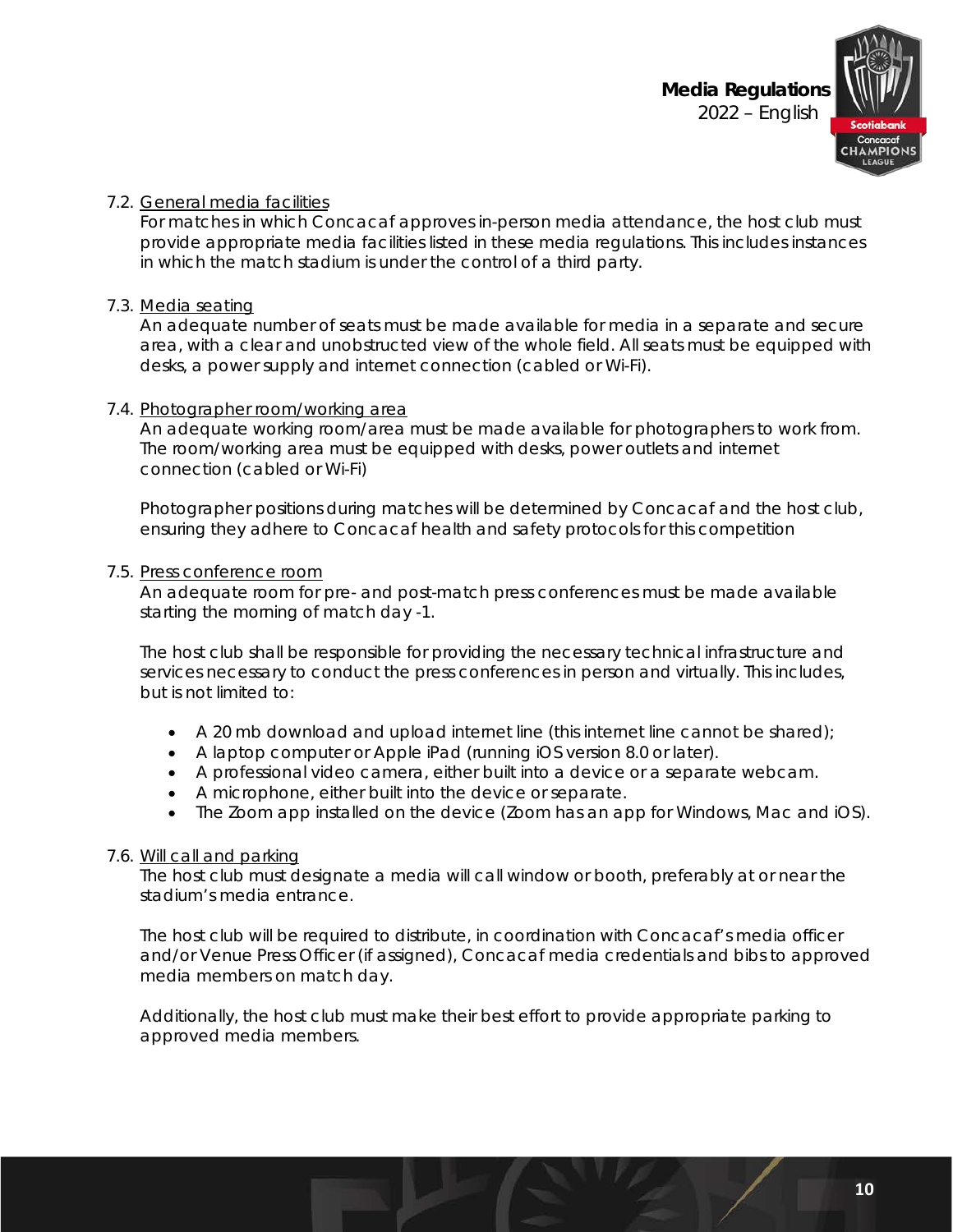7.2. General media facilities

For matches in which Concacaf approves in-person media attendance, the host club must provide appropriate media facilities listed in these media regulations. This includes instances in which the match stadium is under the control of a third party.

7.3. Media seating

An adequate number of seats must be made available for media in a separate and secure area, with a clear and unobstructed view of the whole field. All seats must be equipped with desks, a power supply and internet connection (cabled or Wi-Fi).

7.4. Photographer room/working area

An adequate working room/area must be made available for photographers to work from. The room/working area must be equipped with desks, power outlets and internet connection (cabled or Wi-Fi)

Photographer positions during matches will be determined by Concacaf and the host club, ensuring they adhere to Concacaf health and safety protocols for this competition

7.5. Press conference room

An adequate room for pre- and post-match press conferences must be made available starting the morning of match day -1.

The host club shall be responsible for providing the necessary technical infrastructure and services necessary to conduct the press conferences in person and virtually. This includes, but is not limited to:

- A 20 mb download and upload internet line (this internet line cannot be shared);
- A laptop computer or Apple iPad (running iOS version 8.0 or later).
- A professional video camera, either built into a device or a separate webcam.
- A microphone, either built into the device or separate.
- The Zoom app installed on the device (Zoom has an app for Windows, Mac and iOS).

7.6. Will call and parking

The host club must designate a media will call window or booth, preferably at or near the stadium's media entrance.

The host club will be required to distribute, in coordination with Concacaf's media officer and/or Venue Press Officer (if assigned), Concacaf media credentials and bibs to approved media members on match day.

Additionally, the host club must make their best effort to provide appropriate parking to approved media members.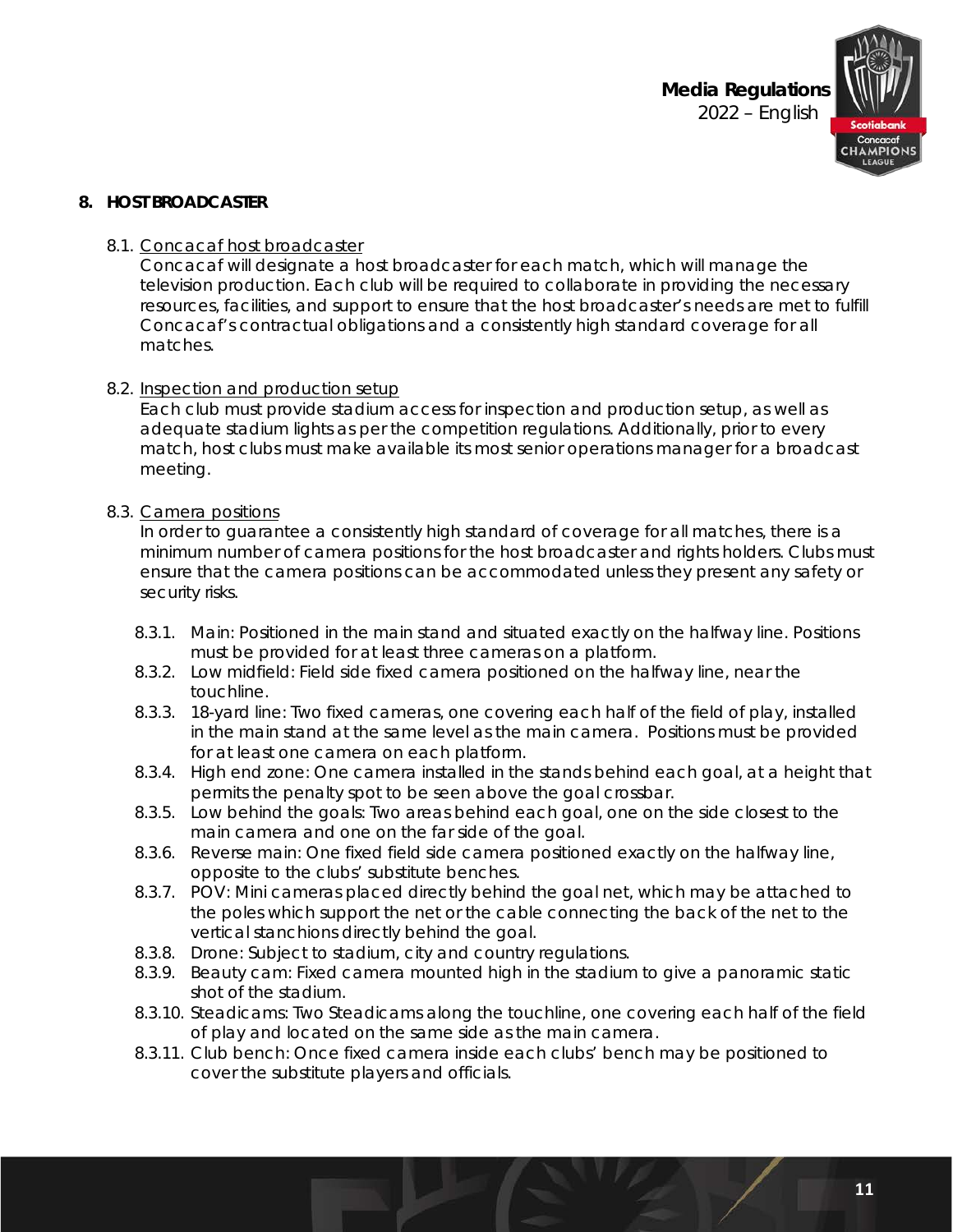## 8. HOST BROADCASTER

### 8.1. Concacaf host broadcaster

Concacaf will designate a host broadcaster for each match, which will manage the television production. Each club will be required to collaborate in providing the necessary resources, facilities, and support to ensure that the host broadcaster's needs are met to fulfill Concacaf's contractual obligations and a consistently high standard coverage for all matches.

### 8.2. Inspection and production setup

Each club must provide stadium access for inspection and production setup, as well as adequate stadium lights as per the competition regulations. Additionally, prior to every match, host clubs must make available its most senior operations manager for a broadcast meeting.

### 8.3. Camera positions

In order to guarantee a consistently high standard of coverage for all matches, there is a minimum number of camera positions for the host broadcaster and rights holders. Clubs must ensure that the camera positions can be accommodated unless they present any safety or security risks.

- 8.3.1. Main: Positioned in the main stand and situated exactly on the halfway line. Positions must be provided for at least three cameras on a platform.
- 8.3.2. Low midfield: Field side fixed camera positioned on the halfway line, near the touchline.
- 8.3.3. 18-yard line: Two fixed cameras, one covering each half of the field of play, installed in the main stand at the same level as the main camera. Positions must be provided for at least one camera on each platform.
- 8.3.4. High end zone: One camera installed in the stands behind each goal, at a height that permits the penalty spot to be seen above the goal crossbar.
- 8.3.5. Low behind the goals: Two areas behind each goal, one on the side closest to the main camera and one on the far side of the goal.
- 8.3.6. Reverse main: One fixed field side camera positioned exactly on the halfway line, opposite to the clubs' substitute benches.
- 8.3.7. POV: Mini cameras placed directly behind the goal net, which may be attached to the poles which support the net or the cable connecting the back of the net to the vertical stanchions directly behind the goal.
- 8.3.8. Drone: Subject to stadium, city and country regulations.
- 8.3.9. Beauty cam: Fixed camera mounted high in the stadium to give a panoramic static shot of the stadium.
- 8.3.10. Steadicams: Two Steadicams along the touchline, one covering each half of the field of play and located on the same side as the main camera.
- 8.3.11. Club bench: Once fixed camera inside each clubs' bench may be positioned to cover the substitute players and officials.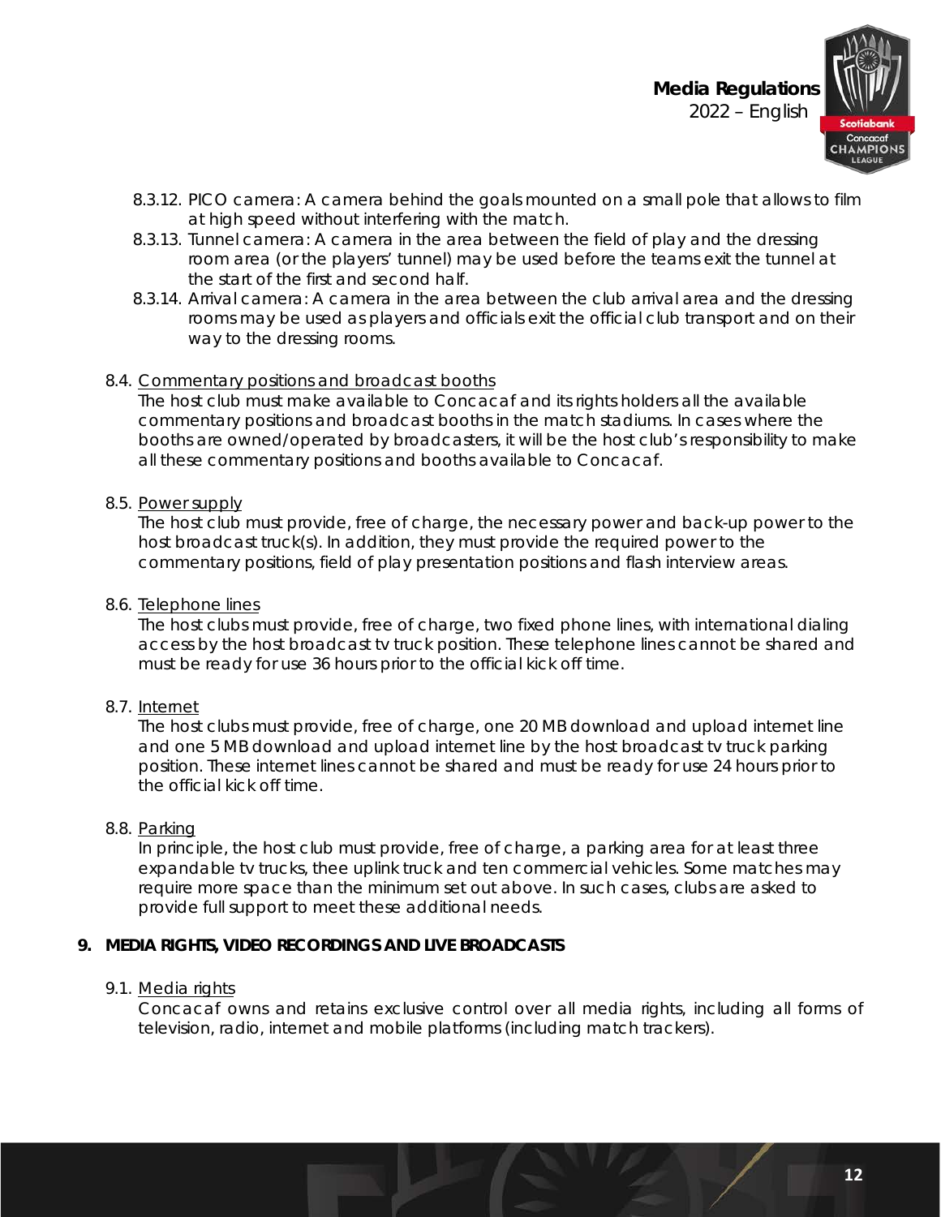8.3.12. PICO camera: A camera behind the goals mounted on a small pole that allows to film at high speed without interfering with the match.

8.3.13. Tunnel camera: A camera in the area between the field of play and the dressing room area (or the players' tunnel) may be used before the teams exit the tunnel at the start of the first and second half.

8.3.14. Arrival camera: A camera in the area between the club arrival area and the dressing rooms may be used as players and officials exit the official club transport and on their way to the dressing rooms.

8.4. Commentary positions and broadcast booths

The host club must make available to Concacaf and its rights holders all the available commentary positions and broadcast booths in the match stadiums. In cases where the booths are owned/operated by broadcasters, it will be the host club's responsibility to make all these commentary positions and booths available to Concacaf.

8.5. Power supply

The host club must provide, free of charge, the necessary power and back-up power to the host broadcast truck(s). In addition, they must provide the required power to the commentary positions, field of play presentation positions and flash interview areas.

8.6. Telephone lines

The host clubs must provide, free of charge, two fixed phone lines, with international dialing access by the host broadcast tv truck position. These telephone lines cannot be shared and must be ready for use 36 hours prior to the official kick off time.

8.7. Internet

The host clubs must provide, free of charge, one 20 MB download and upload internet line and one 5 MB download and upload internet line by the host broadcast tv truck parking position. These internet lines cannot be shared and must be ready for use 24 hours prior to the official kick off time.

8.8. Parking

In principle, the host club must provide, free of charge, a parking area for at least three expandable tv trucks, thee uplink truck and ten commercial vehicles. Some matches may require more space than the minimum set out above. In such cases, clubs are asked to provide full support to meet these additional needs.

## 9. MEDIA RIGHTS, VIDEO RECORDINGS AND LIVE BROADCASTS

9.1. Media rights

Concacaf owns and retains exclusive control over all media rights, including all forms of television, radio, internet and mobile platforms (including match trackers).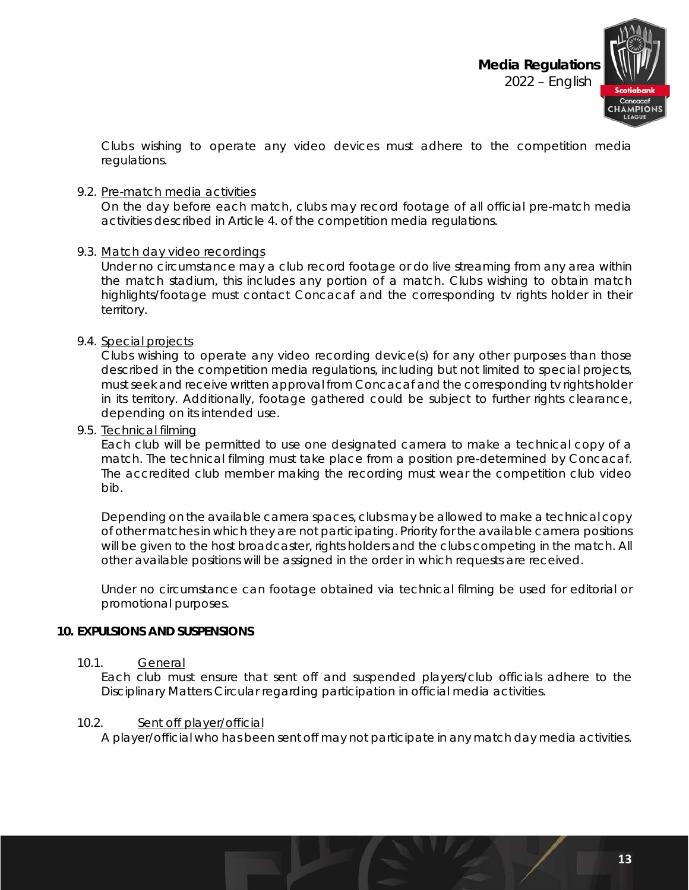Clubs wishing to operate any video devices must adhere to the competition media regulations.

9.2. Pre-match media activities

On the day before each match, clubs may record footage of all official pre-match media activities described in Article 4. of the competition media regulations.

9.3. Match day video recordings

Under no circumstance may a club record footage or do live streaming from any area within the match stadium, this includes any portion of a match. Clubs wishing to obtain match highlights/footage must contact Concacaf and the corresponding tv rights holder in their territory.

9.4. Special projects

Clubs wishing to operate any video recording device(s) for any other purposes than those described in the competition media regulations, including but not limited to special projects, must seek and receive written approval from Concacaf and the corresponding tv rights holder in its territory. Additionally, footage gathered could be subject to further rights clearance, depending on its intended use.

9.5. Technical filming

Each club will be permitted to use one designated camera to make a technical copy of a match. The technical filming must take place from a position pre-determined by Concacaf. The accredited club member making the recording must wear the competition club video bib.

Depending on the available camera spaces, clubs may be allowed to make a technical copy of other matches in which they are not participating. Priority for the available camera positions will be given to the host broadcaster, rights holders and the clubs competing in the match. All other available positions will be assigned in the order in which requests are received.

Under no circumstance can footage obtained via technical filming be used for editorial or promotional purposes.

## 10. EXPULSIONS AND SUSPENSIONS

10.1. General

Each club must ensure that sent off and suspended players/club officials adhere to the Disciplinary Matters Circular regarding participation in official media activities.

10.2. Sent off player/official

A player/official who has been sent off may not participate in any match day media activities.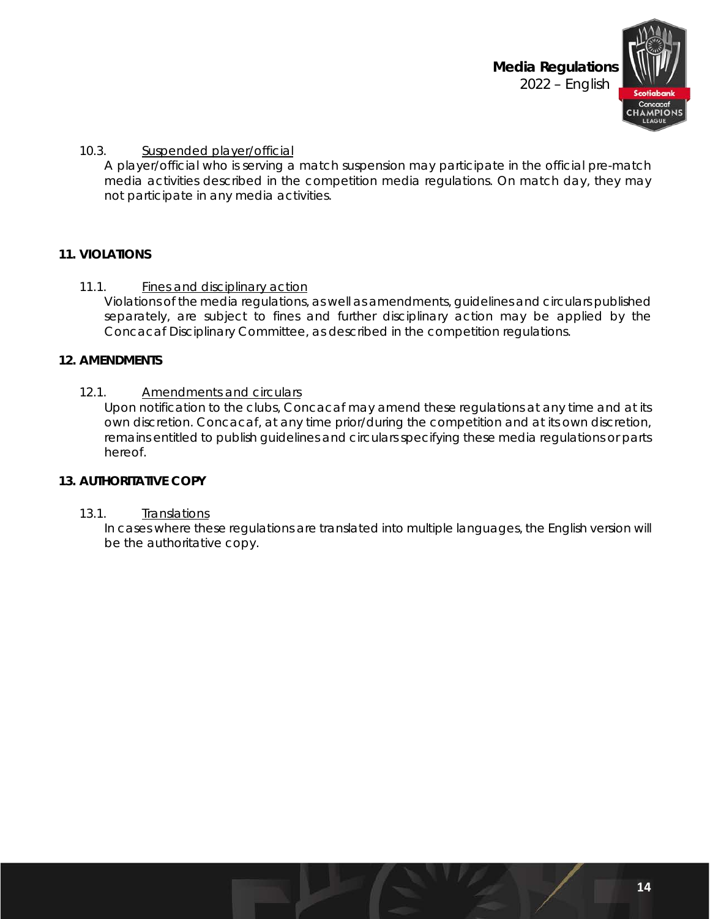10.3. Suspended player/official

A player/official who is serving a match suspension may participate in the official pre-match media activities described in the competition media regulations. On match day, they may not participate in any media activities.

## 11. VIOLATIONS

11.1. Fines and disciplinary action

Violations of the media regulations, as well as amendments, guidelines and circulars published separately, are subject to fines and further disciplinary action may be applied by the Concacaf Disciplinary Committee, as described in the competition regulations.

## 12. AMENDMENTS

12.1. Amendments and circulars

Upon notification to the clubs, Concacaf may amend these regulations at any time and at its own discretion. Concacaf, at any time prior/during the competition and at its own discretion, remains entitled to publish guidelines and circulars specifying these media regulations or parts hereof.

## 13. AUTHORITATIVE COPY

13.1. Translations

In cases where these regulations are translated into multiple languages, the English version will be the authoritative copy.